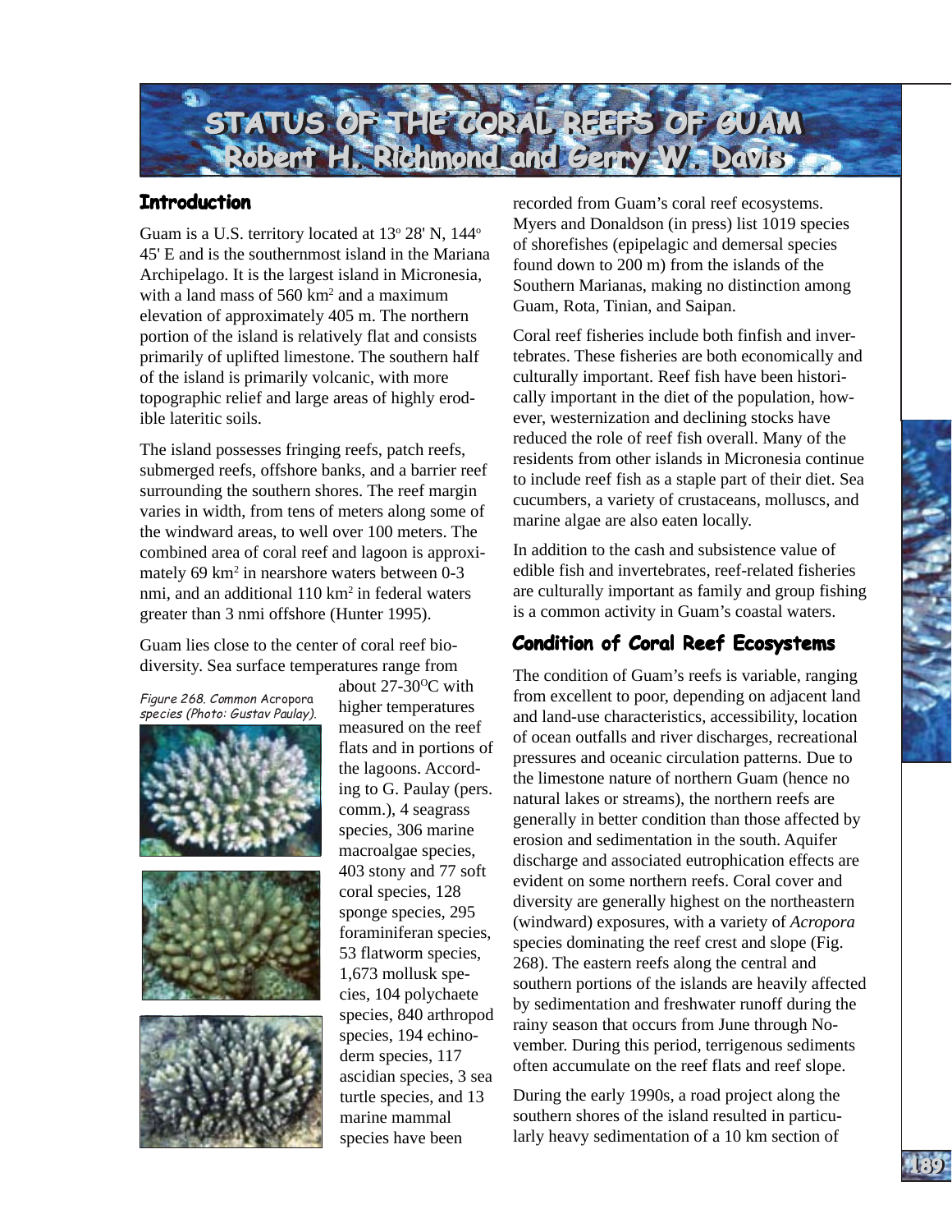# STATUS OF THE CORAL REEFS OF GUAM

## Robert H. Richmond and Gerry W. Davis

## Introduction

Guam is a U.S. territory located at 13° 28' N, 144° 45' E and is the southernmost island in the Mariana Archipelago. It is the largest island in Micronesia, with a land mass of 560 km$^2$ and a maximum elevation of approximately 405 m. The northern portion of the island is relatively flat and consists primarily of uplifted limestone. The southern half of the island is primarily volcanic, with more topographic relief and large areas of highly erodible lateritic soils.

The island possesses fringing reefs, patch reefs, submerged reefs, offshore banks, and a barrier reef surrounding the southern shores. The reef margin varies in width, from tens of meters along some of the windward areas, to well over 100 meters. The combined area of coral reef and lagoon is approximately 69 km$^2$ in nearshore waters between 0-3 nmi, and an additional 110 km$^2$ in federal waters greater than 3 nmi offshore (Hunter 1995).

Guam lies close to the center of coral reef biodiversity. Sea surface temperatures range from about 27-30°C with higher temperatures measured on the reef flats and in portions of the lagoons. According to G. Paulay (pers. comm.), 4 seagrass species, 306 marine macroalgae species, 403 stony and 77 soft coral species, 128 sponge species, 295 foraminiferan species, 53 flatworm species, 1,673 mollusk species, 104 polychaete species, 840 arthropod species, 194 echinoderm species, 117 ascidian species, 3 sea turtle species, and 13 marine mammal species have been recorded from Guam's coral reef ecosystems. Myers and Donaldson (in press) list 1019 species of shorefishes (epipelagic and demersal species found down to 200 m) from the islands of the Southern Marianas, making no distinction among Guam, Rota, Tinian, and Saipan.

*Figure 268. Common Acropora species (Photo: Gustav Paulay).*

Coral reef fisheries include both finfish and invertebrates. These fisheries are both economically and culturally important. Reef fish have been historically important in the diet of the population, however, westernization and declining stocks have reduced the role of reef fish overall. Many of the residents from other islands in Micronesia continue to include reef fish as a staple part of their diet. Sea cucumbers, a variety of crustaceans, molluscs, and marine algae are also eaten locally.

In addition to the cash and subsistence value of edible fish and invertebrates, reef-related fisheries are culturally important as family and group fishing is a common activity in Guam's coastal waters.

## Condition of Coral Reef Ecosystems

The condition of Guam's reefs is variable, ranging from excellent to poor, depending on adjacent land and land-use characteristics, accessibility, location of ocean outfalls and river discharges, recreational pressures and oceanic circulation patterns. Due to the limestone nature of northern Guam (hence no natural lakes or streams), the northern reefs are generally in better condition than those affected by erosion and sedimentation in the south. Aquifer discharge and associated eutrophication effects are evident on some northern reefs. Coral cover and diversity are generally highest on the northeastern (windward) exposures, with a variety of *Acropora* species dominating the reef crest and slope (Fig. 268). The eastern reefs along the central and southern portions of the islands are heavily affected by sedimentation and freshwater runoff during the rainy season that occurs from June through November. During this period, terrigenous sediments often accumulate on the reef flats and reef slope.

During the early 1990s, a road project along the southern shores of the island resulted in particularly heavy sedimentation of a 10 km section of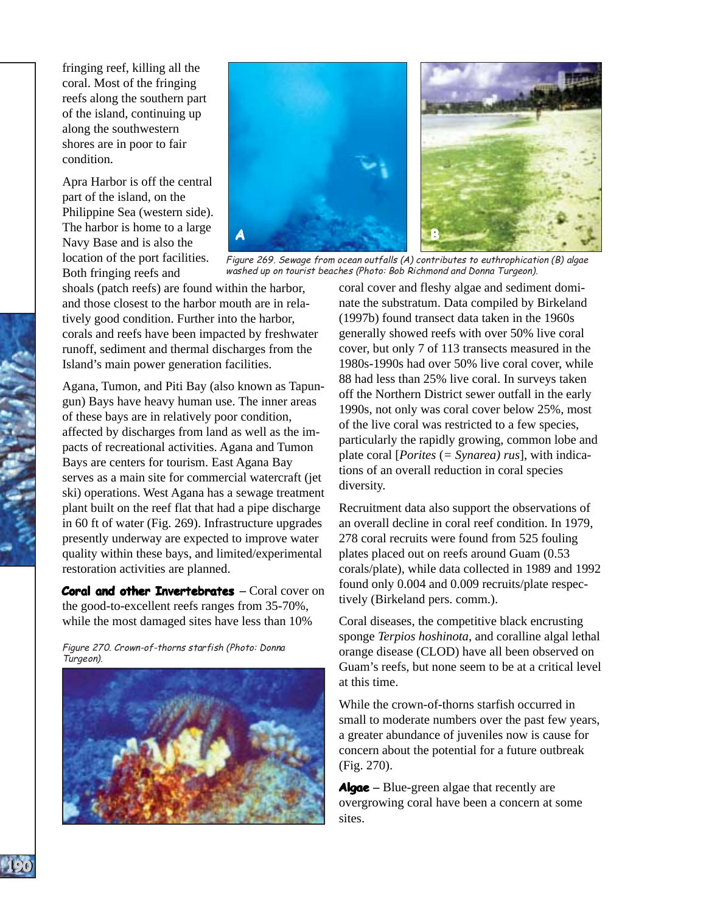fringing reef, killing all the coral. Most of the fringing reefs along the southern part of the island, continuing up along the southwestern shores are in poor to fair condition.

Apra Harbor is off the central part of the island, on the Philippine Sea (western side). The harbor is home to a large Navy Base and is also the location of the port facilities. Both fringing reefs and shoals (patch reefs) are found within the harbor, and those closest to the harbor mouth are in relatively good condition. Further into the harbor, corals and reefs have been impacted by freshwater runoff, sediment and thermal discharges from the Island's main power generation facilities.

Figure 269. Sewage from ocean outfalls (A) contributes to euthrophication (B) algae washed up on tourist beaches (Photo: Bob Richmond and Donna Turgeon).

Agana, Tumon, and Piti Bay (also known as Tapungun) Bays have heavy human use. The inner areas of these bays are in relatively poor condition, affected by discharges from land as well as the impacts of recreational activities. Agana and Tumon Bays are centers for tourism. East Agana Bay serves as a main site for commercial watercraft (jet ski) operations. West Agana has a sewage treatment plant built on the reef flat that had a pipe discharge in 60 ft of water (Fig. 269). Infrastructure upgrades presently underway are expected to improve water quality within these bays, and limited/experimental restoration activities are planned.

**Coral and other Invertebrates** – Coral cover on the good-to-excellent reefs ranges from 35-70%, while the most damaged sites have less than 10% coral cover and fleshy algae and sediment dominate the substratum. Data compiled by Birkeland (1997b) found transect data taken in the 1960s generally showed reefs with over 50% live coral cover, but only 7 of 113 transects measured in the 1980s-1990s had over 50% live coral cover, while 88 had less than 25% live coral. In surveys taken off the Northern District sewer outfall in the early 1990s, not only was coral cover below 25%, most of the live coral was restricted to a few species, particularly the rapidly growing, common lobe and plate coral [*Porites* (= *Synarea) rus*], with indications of an overall reduction in coral species diversity.

Figure 270. Crown-of-thorns starfish (Photo: Donna Turgeon).

Recruitment data also support the observations of an overall decline in coral reef condition. In 1979, 278 coral recruits were found from 525 fouling plates placed out on reefs around Guam (0.53 corals/plate), while data collected in 1989 and 1992 found only 0.004 and 0.009 recruits/plate respectively (Birkeland pers. comm.).

Coral diseases, the competitive black encrusting sponge *Terpios hoshinota*, and coralline algal lethal orange disease (CLOD) have all been observed on Guam's reefs, but none seem to be at a critical level at this time.

While the crown-of-thorns starfish occurred in small to moderate numbers over the past few years, a greater abundance of juveniles now is cause for concern about the potential for a future outbreak (Fig. 270).

**Algae** – Blue-green algae that recently are overgrowing coral have been a concern at some sites.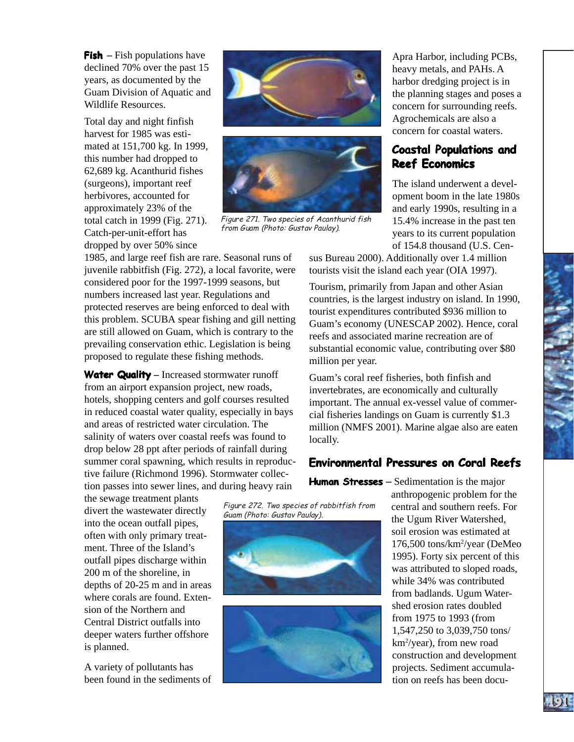**Fish** – Fish populations have declined 70% over the past 15 years, as documented by the Guam Division of Aquatic and Wildlife Resources.

Total day and night finfish harvest for 1985 was estimated at 151,700 kg. In 1999, this number had dropped to 62,689 kg. Acanthurid fishes (surgeons), important reef herbivores, accounted for approximately 23% of the total catch in 1999 (Fig. 271). Catch-per-unit-effort has dropped by over 50% since 1985, and large reef fish are rare. Seasonal runs of juvenile rabbitfish (Fig. 272), a local favorite, were considered poor for the 1997-1999 seasons, but numbers increased last year. Regulations and protected reserves are being enforced to deal with this problem. SCUBA spear fishing and gill netting are still allowed on Guam, which is contrary to the prevailing conservation ethic. Legislation is being proposed to regulate these fishing methods.

*Figure 271. Two species of Acanthurid fish from Guam (Photo: Gustav Paulay).*

**Water Quality** – Increased stormwater runoff from an airport expansion project, new roads, hotels, shopping centers and golf courses resulted in reduced coastal water quality, especially in bays and areas of restricted water circulation. The salinity of waters over coastal reefs was found to drop below 28 ppt after periods of rainfall during summer coral spawning, which results in reproductive failure (Richmond 1996). Stormwater collection passes into sewer lines, and during heavy rain the sewage treatment plants divert the wastewater directly into the ocean outfall pipes, often with only primary treatment. Three of the Island's outfall pipes discharge within 200 m of the shoreline, in depths of 20-25 m and in areas where corals are found. Extension of the Northern and Central District outfalls into deeper waters further offshore is planned.

*Figure 272. Two species of rabbitfish from Guam (Photo: Gustav Paulay).*

A variety of pollutants has been found in the sediments of Apra Harbor, including PCBs, heavy metals, and PAHs. A harbor dredging project is in the planning stages and poses a concern for surrounding reefs. Agrochemicals are also a concern for coastal waters.

## Coastal Populations and Reef Economics

The island underwent a development boom in the late 1980s and early 1990s, resulting in a 15.4% increase in the past ten years to its current population of 154.8 thousand (U.S. Census Bureau 2000). Additionally over 1.4 million tourists visit the island each year (OIA 1997).

Tourism, primarily from Japan and other Asian countries, is the largest industry on island. In 1990, tourist expenditures contributed $936 million to Guam's economy (UNESCAP 2002). Hence, coral reefs and associated marine recreation are of substantial economic value, contributing over $80 million per year.

Guam's coral reef fisheries, both finfish and invertebrates, are economically and culturally important. The annual ex-vessel value of commercial fisheries landings on Guam is currently $1.3 million (NMFS 2001). Marine algae also are eaten locally.

## Environmental Pressures on Coral Reefs

**Human Stresses** – Sedimentation is the major anthropogenic problem for the central and southern reefs. For the Ugum River Watershed, soil erosion was estimated at 176,500 tons/km$^2$/year (DeMeo 1995). Forty six percent of this was attributed to sloped roads, while 34% was contributed from badlands. Ugum Watershed erosion rates doubled from 1975 to 1993 (from 1,547,250 to 3,039,750 tons/km$^2$/year), from new road construction and development projects. Sediment accumulation on reefs has been docu-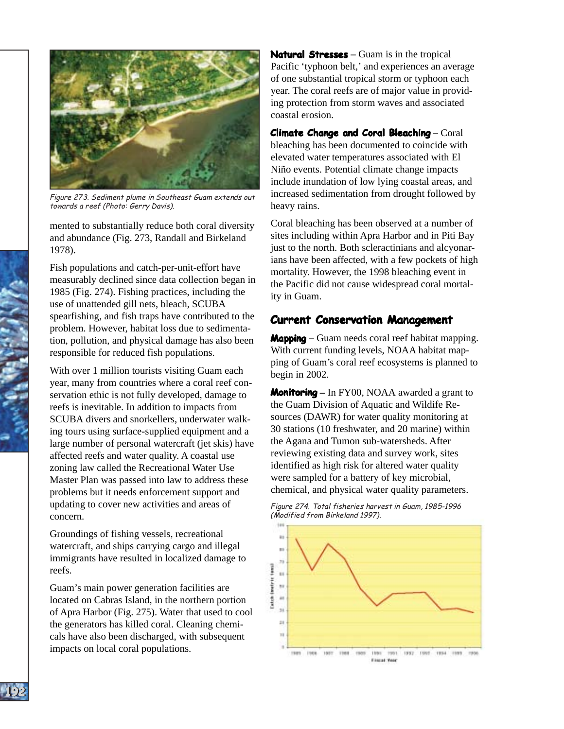Figure 273. Sediment plume in Southeast Guam extends out towards a reef (Photo: Gerry Davis).

mented to substantially reduce both coral diversity and abundance (Fig. 273, Randall and Birkeland 1978).

Fish populations and catch-per-unit-effort have measurably declined since data collection began in 1985 (Fig. 274). Fishing practices, including the use of unattended gill nets, bleach, SCUBA spearfishing, and fish traps have contributed to the problem. However, habitat loss due to sedimentation, pollution, and physical damage has also been responsible for reduced fish populations.

With over 1 million tourists visiting Guam each year, many from countries where a coral reef conservation ethic is not fully developed, damage to reefs is inevitable. In addition to impacts from SCUBA divers and snorkellers, underwater walking tours using surface-supplied equipment and a large number of personal watercraft (jet skis) have affected reefs and water quality. A coastal use zoning law called the Recreational Water Use Master Plan was passed into law to address these problems but it needs enforcement support and updating to cover new activities and areas of concern.

Groundings of fishing vessels, recreational watercraft, and ships carrying cargo and illegal immigrants have resulted in localized damage to reefs.

Guam's main power generation facilities are located on Cabras Island, in the northern portion of Apra Harbor (Fig. 275). Water that used to cool the generators has killed coral. Cleaning chemicals have also been discharged, with subsequent impacts on local coral populations.

**Natural Stresses** – Guam is in the tropical Pacific 'typhoon belt,' and experiences an average of one substantial tropical storm or typhoon each year. The coral reefs are of major value in providing protection from storm waves and associated coastal erosion.

**Climate Change and Coral Bleaching** – Coral bleaching has been documented to coincide with elevated water temperatures associated with El Niño events. Potential climate change impacts include inundation of low lying coastal areas, and increased sedimentation from drought followed by heavy rains.

Coral bleaching has been observed at a number of sites including within Apra Harbor and in Piti Bay just to the north. Both scleractinians and alcyonarians have been affected, with a few pockets of high mortality. However, the 1998 bleaching event in the Pacific did not cause widespread coral mortality in Guam.

## Current Conservation Management

**Mapping** – Guam needs coral reef habitat mapping. With current funding levels, NOAA habitat mapping of Guam's coral reef ecosystems is planned to begin in 2002.

**Monitoring** – In FY00, NOAA awarded a grant to the Guam Division of Aquatic and Wildlife Resources (DAWR) for water quality monitoring at 30 stations (10 freshwater, and 20 marine) within the Agana and Tumon sub-watersheds. After reviewing existing data and survey work, sites identified as high risk for altered water quality were sampled for a battery of key microbial, chemical, and physical water quality parameters.

Figure 274. Total fisheries harvest in Guam, 1985-1996 (Modified from Birkeland 1997).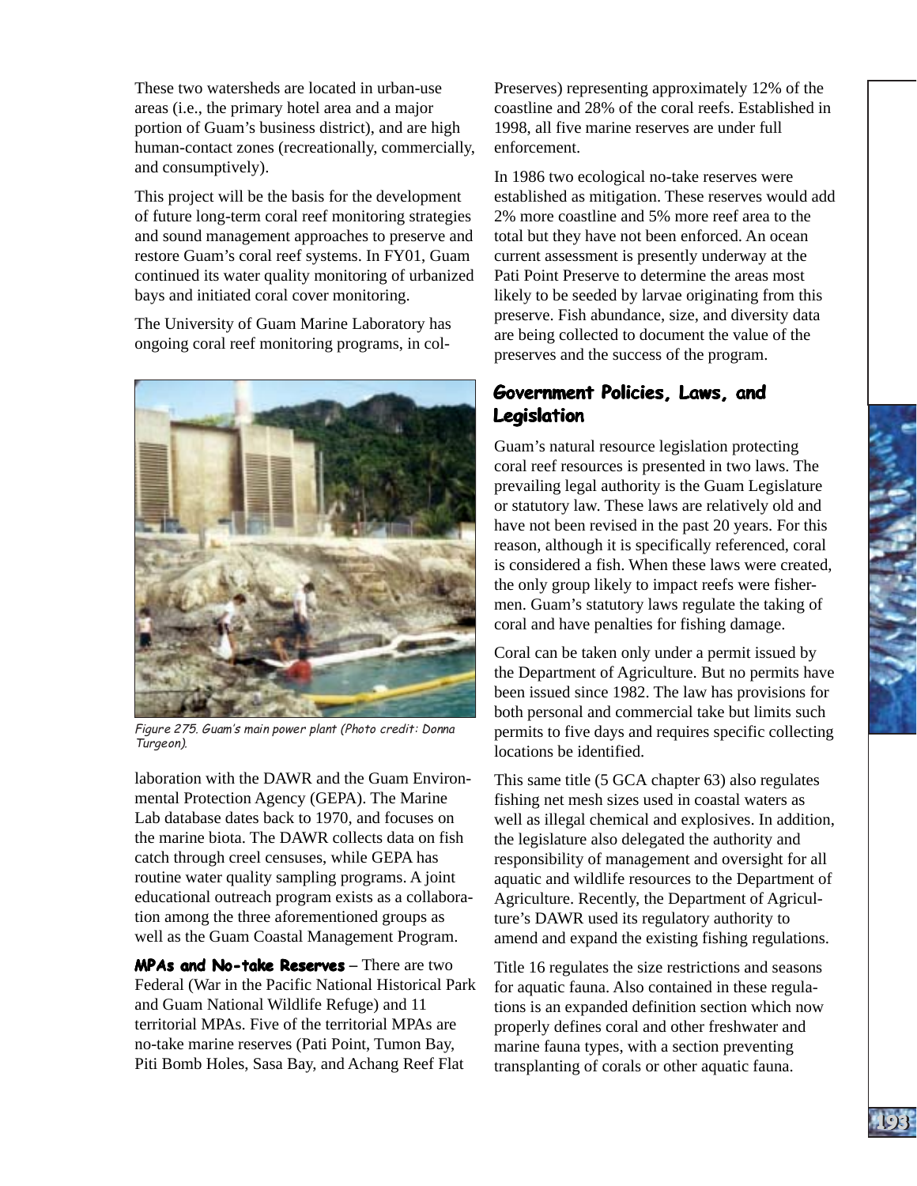These two watersheds are located in urban-use areas (i.e., the primary hotel area and a major portion of Guam's business district), and are high human-contact zones (recreationally, commercially, and consumptively).

This project will be the basis for the development of future long-term coral reef monitoring strategies and sound management approaches to preserve and restore Guam's coral reef systems. In FY01, Guam continued its water quality monitoring of urbanized bays and initiated coral cover monitoring.

The University of Guam Marine Laboratory has ongoing coral reef monitoring programs, in collaboration with the DAWR and the Guam Environmental Protection Agency (GEPA). The Marine Lab database dates back to 1970, and focuses on the marine biota. The DAWR collects data on fish catch through creel censuses, while GEPA has routine water quality sampling programs. A joint educational outreach program exists as a collaboration among the three aforementioned groups as well as the Guam Coastal Management Program.

*Figure 275. Guam's main power plant (Photo credit: Donna Turgeon).*

**MPAs and No-take Reserves** – There are two Federal (War in the Pacific National Historical Park and Guam National Wildlife Refuge) and 11 territorial MPAs. Five of the territorial MPAs are no-take marine reserves (Pati Point, Tumon Bay, Piti Bomb Holes, Sasa Bay, and Achang Reef Flat Preserves) representing approximately 12% of the coastline and 28% of the coral reefs. Established in 1998, all five marine reserves are under full enforcement.

In 1986 two ecological no-take reserves were established as mitigation. These reserves would add 2% more coastline and 5% more reef area to the total but they have not been enforced. An ocean current assessment is presently underway at the Pati Point Preserve to determine the areas most likely to be seeded by larvae originating from this preserve. Fish abundance, size, and diversity data are being collected to document the value of the preserves and the success of the program.

## Government Policies, Laws, and Legislation

Guam's natural resource legislation protecting coral reef resources is presented in two laws. The prevailing legal authority is the Guam Legislature or statutory law. These laws are relatively old and have not been revised in the past 20 years. For this reason, although it is specifically referenced, coral is considered a fish. When these laws were created, the only group likely to impact reefs were fishermen. Guam's statutory laws regulate the taking of coral and have penalties for fishing damage.

Coral can be taken only under a permit issued by the Department of Agriculture. But no permits have been issued since 1982. The law has provisions for both personal and commercial take but limits such permits to five days and requires specific collecting locations be identified.

This same title (5 GCA chapter 63) also regulates fishing net mesh sizes used in coastal waters as well as illegal chemical and explosives. In addition, the legislature also delegated the authority and responsibility of management and oversight for all aquatic and wildlife resources to the Department of Agriculture. Recently, the Department of Agriculture's DAWR used its regulatory authority to amend and expand the existing fishing regulations.

Title 16 regulates the size restrictions and seasons for aquatic fauna. Also contained in these regulations is an expanded definition section which now properly defines coral and other freshwater and marine fauna types, with a section preventing transplanting of corals or other aquatic fauna.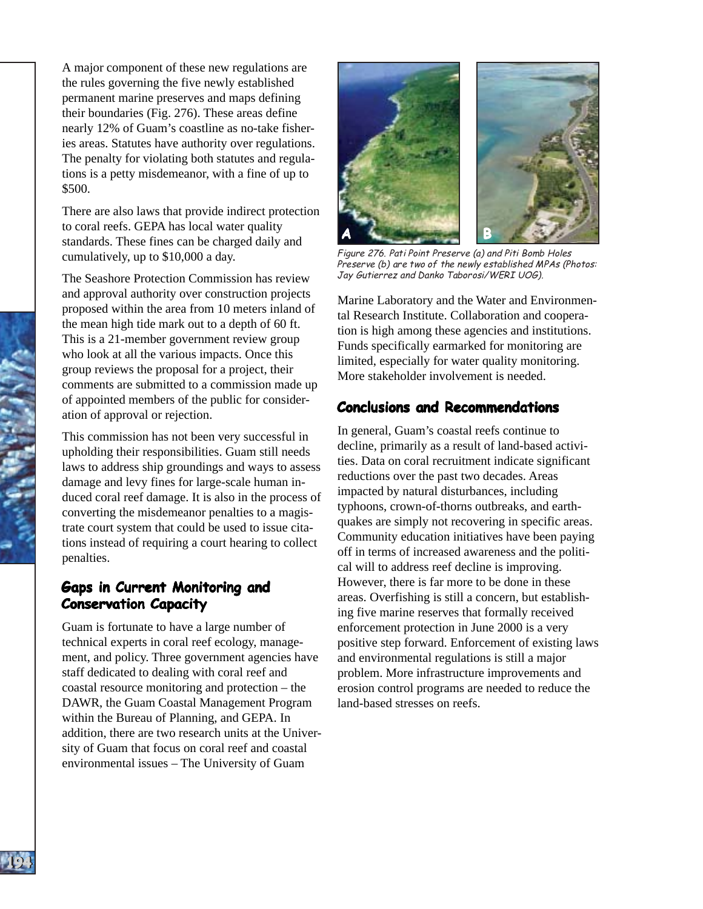A major component of these new regulations are the rules governing the five newly established permanent marine preserves and maps defining their boundaries (Fig. 276). These areas define nearly 12% of Guam's coastline as no-take fisheries areas. Statutes have authority over regulations. The penalty for violating both statutes and regulations is a petty misdemeanor, with a fine of up to $500.

There are also laws that provide indirect protection to coral reefs. GEPA has local water quality standards. These fines can be charged daily and cumulatively, up to $10,000 a day.

The Seashore Protection Commission has review and approval authority over construction projects proposed within the area from 10 meters inland of the mean high tide mark out to a depth of 60 ft. This is a 21-member government review group who look at all the various impacts. Once this group reviews the proposal for a project, their comments are submitted to a commission made up of appointed members of the public for consideration of approval or rejection.

This commission has not been very successful in upholding their responsibilities. Guam still needs laws to address ship groundings and ways to assess damage and levy fines for large-scale human induced coral reef damage. It is also in the process of converting the misdemeanor penalties to a magistrate court system that could be used to issue citations instead of requiring a court hearing to collect penalties.

## Gaps in Current Monitoring and Conservation Capacity

Guam is fortunate to have a large number of technical experts in coral reef ecology, management, and policy. Three government agencies have staff dedicated to dealing with coral reef and coastal resource monitoring and protection – the DAWR, the Guam Coastal Management Program within the Bureau of Planning, and GEPA. In addition, there are two research units at the University of Guam that focus on coral reef and coastal environmental issues – The University of Guam Marine Laboratory and the Water and Environmental Research Institute. Collaboration and cooperation is high among these agencies and institutions. Funds specifically earmarked for monitoring are limited, especially for water quality monitoring. More stakeholder involvement is needed.

*Figure 276. Pati Point Preserve (a) and Piti Bomb Holes Preserve (b) are two of the newly established MPAs (Photos: Jay Gutierrez and Danko Taborosi/WERI UOG).*

## Conclusions and Recommendations

In general, Guam's coastal reefs continue to decline, primarily as a result of land-based activities. Data on coral recruitment indicate significant reductions over the past two decades. Areas impacted by natural disturbances, including typhoons, crown-of-thorns outbreaks, and earthquakes are simply not recovering in specific areas. Community education initiatives have been paying off in terms of increased awareness and the political will to address reef decline is improving. However, there is far more to be done in these areas. Overfishing is still a concern, but establishing five marine reserves that formally received enforcement protection in June 2000 is a very positive step forward. Enforcement of existing laws and environmental regulations is still a major problem. More infrastructure improvements and erosion control programs are needed to reduce the land-based stresses on reefs.